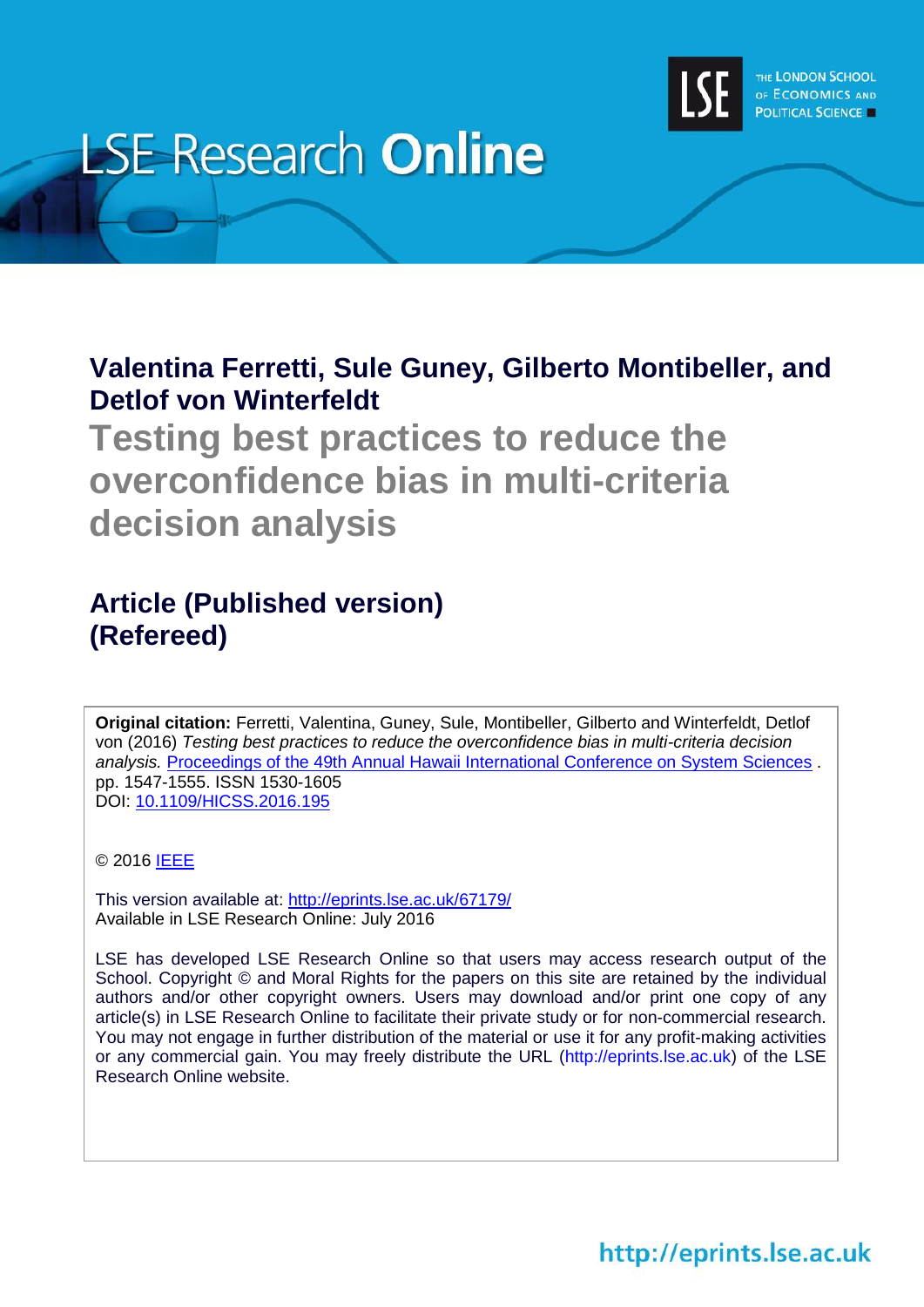LSE Research **Online**

THE LONDON SCHOOL OF ECONOMICS AND POLITICAL SCIENCE

**Valentina Ferretti, Sule Guney, Gilberto Montibeller, and Detlof von Winterfeldt**

# Testing best practices to reduce the overconfidence bias in multi-criteria decision analysis

## Article (Published version) (Refereed)

**Original citation:** Ferretti, Valentina, Guney, Sule, Montibeller, Gilberto and Winterfeldt, Detlof von (2016) *Testing best practices to reduce the overconfidence bias in multi-criteria decision analysis.* Proceedings of the 49th Annual Hawaii International Conference on System Sciences . pp. 1547-1555. ISSN 1530-1605
DOI: 10.1109/HICSS.2016.195

© 2016 IEEE

This version available at: http://eprints.lse.ac.uk/67179/
Available in LSE Research Online: July 2016

LSE has developed LSE Research Online so that users may access research output of the School. Copyright © and Moral Rights for the papers on this site are retained by the individual authors and/or other copyright owners. Users may download and/or print one copy of any article(s) in LSE Research Online to facilitate their private study or for non-commercial research. You may not engage in further distribution of the material or use it for any profit-making activities or any commercial gain. You may freely distribute the URL (http://eprints.lse.ac.uk) of the LSE Research Online website.

http://eprints.lse.ac.uk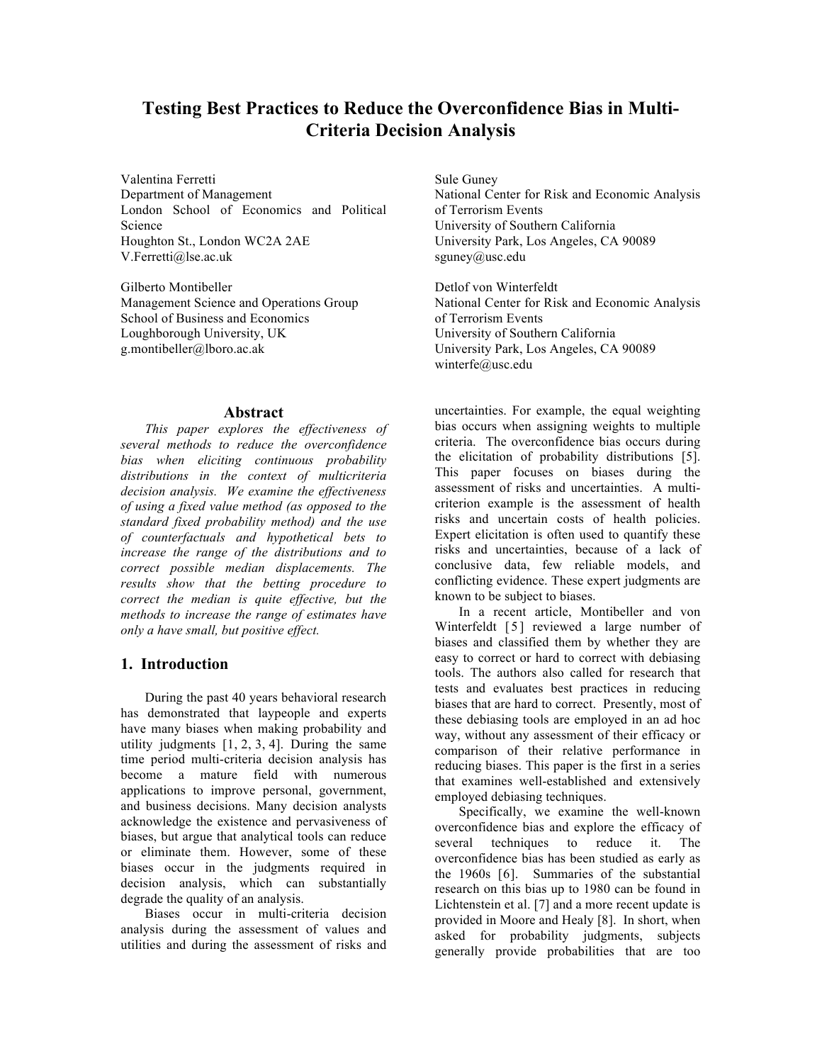# Testing Best Practices to Reduce the Overconfidence Bias in Multi-Criteria Decision Analysis

Valentina Ferretti
Department of Management
London School of Economics and Political Science
Houghton St., London WC2A 2AE
V.Ferretti@lse.ac.uk

Gilberto Montibeller
Management Science and Operations Group
School of Business and Economics
Loughborough University, UK
g.montibeller@lboro.ac.ak

Sule Guney
National Center for Risk and Economic Analysis of Terrorism Events
University of Southern California
University Park, Los Angeles, CA 90089
sguney@usc.edu

Detlof von Winterfeldt
National Center for Risk and Economic Analysis of Terrorism Events
University of Southern California
University Park, Los Angeles, CA 90089
winterfe@usc.edu

## Abstract

*This paper explores the effectiveness of several methods to reduce the overconfidence bias when eliciting continuous probability distributions in the context of multicriteria decision analysis. We examine the effectiveness of using a fixed value method (as opposed to the standard fixed probability method) and the use of counterfactuals and hypothetical bets to increase the range of the distributions and to correct possible median displacements. The results show that the betting procedure to correct the median is quite effective, but the methods to increase the range of estimates have only a have small, but positive effect.*

## 1. Introduction

During the past 40 years behavioral research has demonstrated that laypeople and experts have many biases when making probability and utility judgments [1, 2, 3, 4]. During the same time period multi-criteria decision analysis has become a mature field with numerous applications to improve personal, government, and business decisions. Many decision analysts acknowledge the existence and pervasiveness of biases, but argue that analytical tools can reduce or eliminate them. However, some of these biases occur in the judgments required in decision analysis, which can substantially degrade the quality of an analysis.

Biases occur in multi-criteria decision analysis during the assessment of values and utilities and during the assessment of risks and uncertainties. For example, the equal weighting bias occurs when assigning weights to multiple criteria. The overconfidence bias occurs during the elicitation of probability distributions [5]. This paper focuses on biases during the assessment of risks and uncertainties. A multi-criterion example is the assessment of health risks and uncertain costs of health policies. Expert elicitation is often used to quantify these risks and uncertainties, because of a lack of conclusive data, few reliable models, and conflicting evidence. These expert judgments are known to be subject to biases.

In a recent article, Montibeller and von Winterfeldt [5] reviewed a large number of biases and classified them by whether they are easy to correct or hard to correct with debiasing tools. The authors also called for research that tests and evaluates best practices in reducing biases that are hard to correct. Presently, most of these debiasing tools are employed in an ad hoc way, without any assessment of their efficacy or comparison of their relative performance in reducing biases. This paper is the first in a series that examines well-established and extensively employed debiasing techniques.

Specifically, we examine the well-known overconfidence bias and explore the efficacy of several techniques to reduce it. The overconfidence bias has been studied as early as the 1960s [6]. Summaries of the substantial research on this bias up to 1980 can be found in Lichtenstein et al. [7] and a more recent update is provided in Moore and Healy [8]. In short, when asked for probability judgments, subjects generally provide probabilities that are too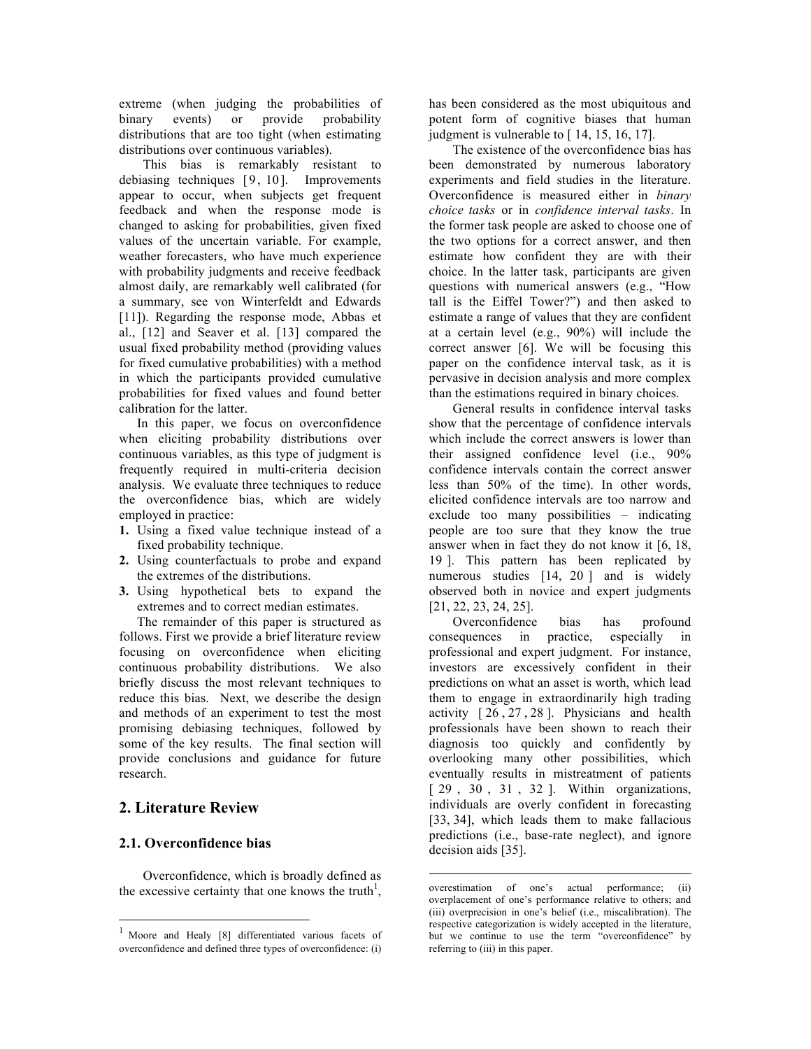extreme (when judging the probabilities of binary events) or provide probability distributions that are too tight (when estimating distributions over continuous variables).

This bias is remarkably resistant to debiasing techniques [9, 10]. Improvements appear to occur, when subjects get frequent feedback and when the response mode is changed to asking for probabilities, given fixed values of the uncertain variable. For example, weather forecasters, who have much experience with probability judgments and receive feedback almost daily, are remarkably well calibrated (for a summary, see von Winterfeldt and Edwards [11]). Regarding the response mode, Abbas et al., [12] and Seaver et al. [13] compared the usual fixed probability method (providing values for fixed cumulative probabilities) with a method in which the participants provided cumulative probabilities for fixed values and found better calibration for the latter.

In this paper, we focus on overconfidence when eliciting probability distributions over continuous variables, as this type of judgment is frequently required in multi-criteria decision analysis. We evaluate three techniques to reduce the overconfidence bias, which are widely employed in practice:

1. Using a fixed value technique instead of a fixed probability technique.
2. Using counterfactuals to probe and expand the extremes of the distributions.
3. Using hypothetical bets to expand the extremes and to correct median estimates.

The remainder of this paper is structured as follows. First we provide a brief literature review focusing on overconfidence when eliciting continuous probability distributions. We also briefly discuss the most relevant techniques to reduce this bias. Next, we describe the design and methods of an experiment to test the most promising debiasing techniques, followed by some of the key results. The final section will provide conclusions and guidance for future research.

## 2. Literature Review

### 2.1. Overconfidence bias

Overconfidence, which is broadly defined as the excessive certainty that one knows the truth[1], has been considered as the most ubiquitous and potent form of cognitive biases that human judgment is vulnerable to [14, 15, 16, 17].

The existence of the overconfidence bias has been demonstrated by numerous laboratory experiments and field studies in the literature. Overconfidence is measured either in *binary choice tasks* or in *confidence interval tasks*. In the former task people are asked to choose one of the two options for a correct answer, and then estimate how confident they are with their choice. In the latter task, participants are given questions with numerical answers (e.g., "How tall is the Eiffel Tower?") and then asked to estimate a range of values that they are confident at a certain level (e.g., 90%) will include the correct answer [6]. We will be focusing this paper on the confidence interval task, as it is pervasive in decision analysis and more complex than the estimations required in binary choices.

General results in confidence interval tasks show that the percentage of confidence intervals which include the correct answers is lower than their assigned confidence level (i.e., 90% confidence intervals contain the correct answer less than 50% of the time). In other words, elicited confidence intervals are too narrow and exclude too many possibilities – indicating people are too sure that they know the true answer when in fact they do not know it [6, 18, 19]. This pattern has been replicated by numerous studies [14, 20] and is widely observed both in novice and expert judgments [21, 22, 23, 24, 25].

Overconfidence bias has profound consequences in practice, especially in professional and expert judgment. For instance, investors are excessively confident in their predictions on what an asset is worth, which lead them to engage in extraordinarily high trading activity [26, 27, 28]. Physicians and health professionals have been shown to reach their diagnosis too quickly and confidently by overlooking many other possibilities, which eventually results in mistreatment of patients [29, 30, 31, 32]. Within organizations, individuals are overly confident in forecasting [33, 34], which leads them to make fallacious predictions (i.e., base-rate neglect), and ignore decision aids [35].

---

[1] Moore and Healy [8] differentiated various facets of overconfidence and defined three types of overconfidence: (i) overestimation of one's actual performance; (ii) overplacement of one's performance relative to others; and (iii) overprecision in one's belief (i.e., miscalibration). The respective categorization is widely accepted in the literature, but we continue to use the term "overconfidence" by referring to (iii) in this paper.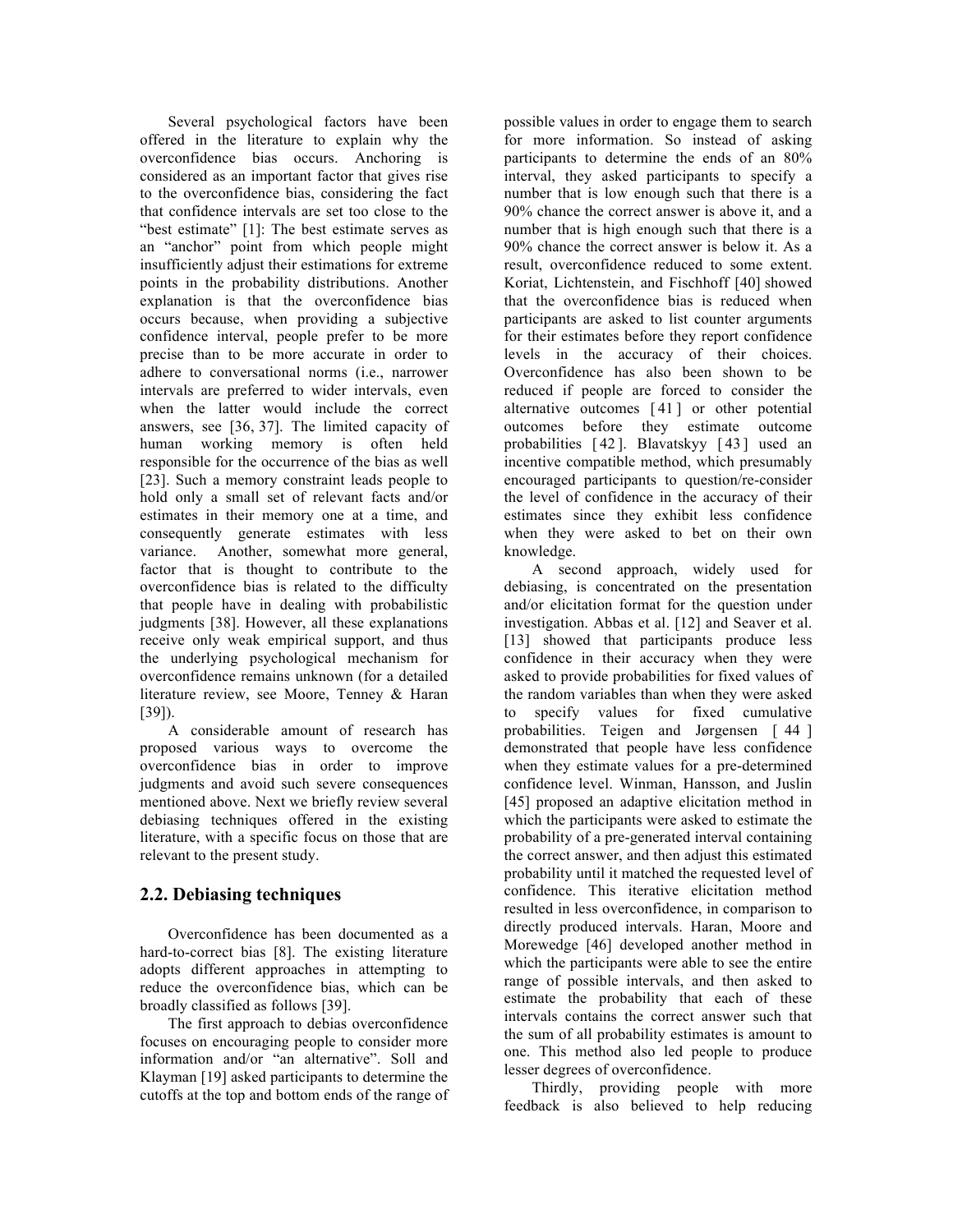Several psychological factors have been offered in the literature to explain why the overconfidence bias occurs. Anchoring is considered as an important factor that gives rise to the overconfidence bias, considering the fact that confidence intervals are set too close to the "best estimate" [1]: The best estimate serves as an "anchor" point from which people might insufficiently adjust their estimations for extreme points in the probability distributions. Another explanation is that the overconfidence bias occurs because, when providing a subjective confidence interval, people prefer to be more precise than to be more accurate in order to adhere to conversational norms (i.e., narrower intervals are preferred to wider intervals, even when the latter would include the correct answers, see [36, 37]. The limited capacity of human working memory is often held responsible for the occurrence of the bias as well [23]. Such a memory constraint leads people to hold only a small set of relevant facts and/or estimates in their memory one at a time, and consequently generate estimates with less variance. Another, somewhat more general, factor that is thought to contribute to the overconfidence bias is related to the difficulty that people have in dealing with probabilistic judgments [38]. However, all these explanations receive only weak empirical support, and thus the underlying psychological mechanism for overconfidence remains unknown (for a detailed literature review, see Moore, Tenney & Haran [39]).

A considerable amount of research has proposed various ways to overcome the overconfidence bias in order to improve judgments and avoid such severe consequences mentioned above. Next we briefly review several debiasing techniques offered in the existing literature, with a specific focus on those that are relevant to the present study.

## 2.2. Debiasing techniques

Overconfidence has been documented as a hard-to-correct bias [8]. The existing literature adopts different approaches in attempting to reduce the overconfidence bias, which can be broadly classified as follows [39].

The first approach to debias overconfidence focuses on encouraging people to consider more information and/or "an alternative". Soll and Klayman [19] asked participants to determine the cutoffs at the top and bottom ends of the range of possible values in order to engage them to search for more information. So instead of asking participants to determine the ends of an 80% interval, they asked participants to specify a number that is low enough such that there is a 90% chance the correct answer is above it, and a number that is high enough such that there is a 90% chance the correct answer is below it. As a result, overconfidence reduced to some extent. Koriat, Lichtenstein, and Fischhoff [40] showed that the overconfidence bias is reduced when participants are asked to list counter arguments for their estimates before they report confidence levels in the accuracy of their choices. Overconfidence has also been shown to be reduced if people are forced to consider the alternative outcomes [41] or other potential outcomes before they estimate outcome probabilities [42]. Blavatskyy [43] used an incentive compatible method, which presumably encouraged participants to question/re-consider the level of confidence in the accuracy of their estimates since they exhibit less confidence when they were asked to bet on their own knowledge.

A second approach, widely used for debiasing, is concentrated on the presentation and/or elicitation format for the question under investigation. Abbas et al. [12] and Seaver et al. [13] showed that participants produce less confidence in their accuracy when they were asked to provide probabilities for fixed values of the random variables than when they were asked to specify values for fixed cumulative probabilities. Teigen and Jørgensen [44] demonstrated that people have less confidence when they estimate values for a pre-determined confidence level. Winman, Hansson, and Juslin [45] proposed an adaptive elicitation method in which the participants were asked to estimate the probability of a pre-generated interval containing the correct answer, and then adjust this estimated probability until it matched the requested level of confidence. This iterative elicitation method resulted in less overconfidence, in comparison to directly produced intervals. Haran, Moore and Morewedge [46] developed another method in which the participants were able to see the entire range of possible intervals, and then asked to estimate the probability that each of these intervals contains the correct answer such that the sum of all probability estimates is amount to one. This method also led people to produce lesser degrees of overconfidence.

Thirdly, providing people with more feedback is also believed to help reducing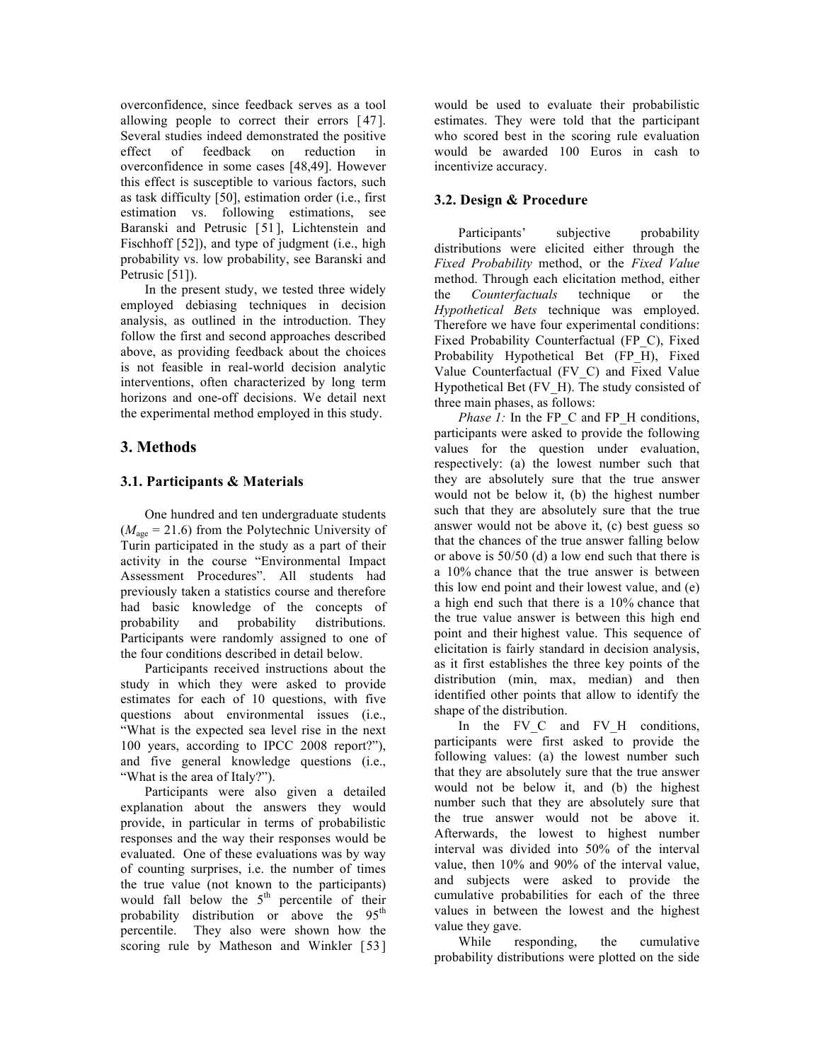overconfidence, since feedback serves as a tool allowing people to correct their errors [47]. Several studies indeed demonstrated the positive effect of feedback on reduction in overconfidence in some cases [48,49]. However this effect is susceptible to various factors, such as task difficulty [50], estimation order (i.e., first estimation vs. following estimations, see Baranski and Petrusic [51], Lichtenstein and Fischhoff [52]), and type of judgment (i.e., high probability vs. low probability, see Baranski and Petrusic [51]).

In the present study, we tested three widely employed debiasing techniques in decision analysis, as outlined in the introduction. They follow the first and second approaches described above, as providing feedback about the choices is not feasible in real-world decision analytic interventions, often characterized by long term horizons and one-off decisions. We detail next the experimental method employed in this study.

## 3. Methods

### 3.1. Participants & Materials

One hundred and ten undergraduate students ($M_{\text{age}}$ = 21.6) from the Polytechnic University of Turin participated in the study as a part of their activity in the course "Environmental Impact Assessment Procedures". All students had previously taken a statistics course and therefore had basic knowledge of the concepts of probability and probability distributions. Participants were randomly assigned to one of the four conditions described in detail below.

Participants received instructions about the study in which they were asked to provide estimates for each of 10 questions, with five questions about environmental issues (i.e., "What is the expected sea level rise in the next 100 years, according to IPCC 2008 report?"), and five general knowledge questions (i.e., "What is the area of Italy?").

Participants were also given a detailed explanation about the answers they would provide, in particular in terms of probabilistic responses and the way their responses would be evaluated. One of these evaluations was by way of counting surprises, i.e. the number of times the true value (not known to the participants) would fall below the 5th percentile of their probability distribution or above the 95th percentile. They also were shown how the scoring rule by Matheson and Winkler [53] would be used to evaluate their probabilistic estimates. They were told that the participant who scored best in the scoring rule evaluation would be awarded 100 Euros in cash to incentivize accuracy.

### 3.2. Design & Procedure

Participants' subjective probability distributions were elicited either through the *Fixed Probability* method, or the *Fixed Value* method. Through each elicitation method, either the *Counterfactuals* technique or the *Hypothetical Bets* technique was employed. Therefore we have four experimental conditions: Fixed Probability Counterfactual (FP_C), Fixed Probability Hypothetical Bet (FP_H), Fixed Value Counterfactual (FV_C) and Fixed Value Hypothetical Bet (FV_H). The study consisted of three main phases, as follows:

*Phase 1:* In the FP_C and FP_H conditions, participants were asked to provide the following values for the question under evaluation, respectively: (a) the lowest number such that they are absolutely sure that the true answer would not be below it, (b) the highest number such that they are absolutely sure that the true answer would not be above it, (c) best guess so that the chances of the true answer falling below or above is 50/50 (d) a low end such that there is a 10% chance that the true answer is between this low end point and their lowest value, and (e) a high end such that there is a 10% chance that the true value answer is between this high end point and their highest value. This sequence of elicitation is fairly standard in decision analysis, as it first establishes the three key points of the distribution (min, max, median) and then identified other points that allow to identify the shape of the distribution.

In the FV_C and FV_H conditions, participants were first asked to provide the following values: (a) the lowest number such that they are absolutely sure that the true answer would not be below it, and (b) the highest number such that they are absolutely sure that the true answer would not be above it. Afterwards, the lowest to highest number interval was divided into 50% of the interval value, then 10% and 90% of the interval value, and subjects were asked to provide the cumulative probabilities for each of the three values in between the lowest and the highest value they gave.

While responding, the cumulative probability distributions were plotted on the side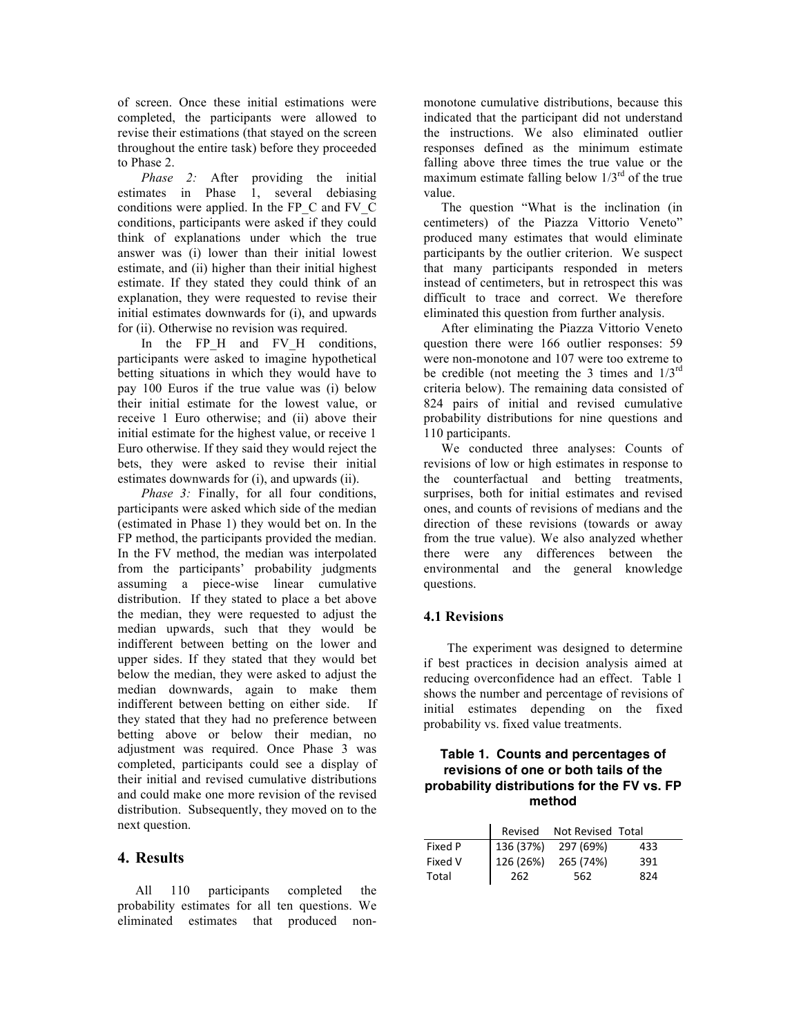of screen. Once these initial estimations were completed, the participants were allowed to revise their estimations (that stayed on the screen throughout the entire task) before they proceeded to Phase 2.

*Phase 2:* After providing the initial estimates in Phase 1, several debiasing conditions were applied. In the FP_C and FV_C conditions, participants were asked if they could think of explanations under which the true answer was (i) lower than their initial lowest estimate, and (ii) higher than their initial highest estimate. If they stated they could think of an explanation, they were requested to revise their initial estimates downwards for (i), and upwards for (ii). Otherwise no revision was required.

In the FP_H and FV_H conditions, participants were asked to imagine hypothetical betting situations in which they would have to pay 100 Euros if the true value was (i) below their initial estimate for the lowest value, or receive 1 Euro otherwise; and (ii) above their initial estimate for the highest value, or receive 1 Euro otherwise. If they said they would reject the bets, they were asked to revise their initial estimates downwards for (i), and upwards (ii).

*Phase 3:* Finally, for all four conditions, participants were asked which side of the median (estimated in Phase 1) they would bet on. In the FP method, the participants provided the median. In the FV method, the median was interpolated from the participants' probability judgments assuming a piece-wise linear cumulative distribution. If they stated to place a bet above the median, they were requested to adjust the median upwards, such that they would be indifferent between betting on the lower and upper sides. If they stated that they would bet below the median, they were asked to adjust the median downwards, again to make them indifferent between betting on either side. If they stated that they had no preference between betting above or below their median, no adjustment was required. Once Phase 3 was completed, participants could see a display of their initial and revised cumulative distributions and could make one more revision of the revised distribution. Subsequently, they moved on to the next question.

## 4. Results

All 110 participants completed the probability estimates for all ten questions. We eliminated estimates that produced non-monotone cumulative distributions, because this indicated that the participant did not understand the instructions. We also eliminated outlier responses defined as the minimum estimate falling above three times the true value or the maximum estimate falling below 1/3rd of the true value.

The question "What is the inclination (in centimeters) of the Piazza Vittorio Veneto" produced many estimates that would eliminate participants by the outlier criterion. We suspect that many participants responded in meters instead of centimeters, but in retrospect this was difficult to trace and correct. We therefore eliminated this question from further analysis.

After eliminating the Piazza Vittorio Veneto question there were 166 outlier responses: 59 were non-monotone and 107 were too extreme to be credible (not meeting the 3 times and 1/3rd criteria below). The remaining data consisted of 824 pairs of initial and revised cumulative probability distributions for nine questions and 110 participants.

We conducted three analyses: Counts of revisions of low or high estimates in response to the counterfactual and betting treatments, surprises, both for initial estimates and revised ones, and counts of revisions of medians and the direction of these revisions (towards or away from the true value). We also analyzed whether there were any differences between the environmental and the general knowledge questions.

### 4.1 Revisions

The experiment was designed to determine if best practices in decision analysis aimed at reducing overconfidence had an effect. Table 1 shows the number and percentage of revisions of initial estimates depending on the fixed probability vs. fixed value treatments.

**Table 1. Counts and percentages of revisions of one or both tails of the probability distributions for the FV vs. FP method**

| | Revised | Not Revised | Total |
|---|---|---|---|
| Fixed P | 136 (37%) | 297 (69%) | 433 |
| Fixed V | 126 (26%) | 265 (74%) | 391 |
| Total | 262 | 562 | 824 |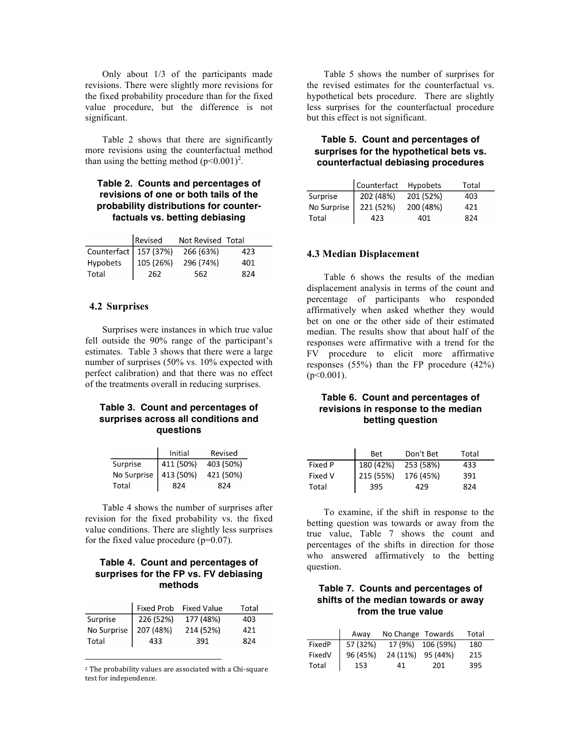Only about 1/3 of the participants made revisions. There were slightly more revisions for the fixed probability procedure than for the fixed value procedure, but the difference is not significant.

Table 2 shows that there are significantly more revisions using the counterfactual method than using the betting method ($p<0.001$)[2].

**Table 2. Counts and percentages of revisions of one or both tails of the probability distributions for counter-factuals vs. betting debiasing**

| | Revised | Not Revised | Total |
|---|---|---|---|
| Counterfact | 157 (37%) | 266 (63%) | 423 |
| Hypobets | 105 (26%) | 296 (74%) | 401 |
| Total | 262 | 562 | 824 |

### 4.2 Surprises

Surprises were instances in which true value fell outside the 90% range of the participant's estimates. Table 3 shows that there were a large number of surprises (50% vs. 10% expected with perfect calibration) and that there was no effect of the treatments overall in reducing surprises.

**Table 3. Count and percentages of surprises across all conditions and questions**

| | Initial | Revised |
|---|---|---|
| Surprise | 411 (50%) | 403 (50%) |
| No Surprise | 413 (50%) | 421 (50%) |
| Total | 824 | 824 |

Table 4 shows the number of surprises after revision for the fixed probability vs. the fixed value conditions. There are slightly less surprises for the fixed value procedure ($p=0.07$).

**Table 4. Count and percentages of surprises for the FP vs. FV debiasing methods**

| | Fixed Prob | Fixed Value | Total |
|---|---|---|---|
| Surprise | 226 (52%) | 177 (48%) | 403 |
| No Surprise | 207 (48%) | 214 (52%) | 421 |
| Total | 433 | 391 | 824 |

[2] The probability values are associated with a Chi-square test for independence.

Table 5 shows the number of surprises for the revised estimates for the counterfactual vs. hypothetical bets procedure. There are slightly less surprises for the counterfactual procedure but this effect is not significant.

**Table 5. Count and percentages of surprises for the hypothetical bets vs. counterfactual debiasing procedures**

| | Counterfact | Hypobets | Total |
|---|---|---|---|
| Surprise | 202 (48%) | 201 (52%) | 403 |
| No Surprise | 221 (52%) | 200 (48%) | 421 |
| Total | 423 | 401 | 824 |

### 4.3 Median Displacement

Table 6 shows the results of the median displacement analysis in terms of the count and percentage of participants who responded affirmatively when asked whether they would bet on one or the other side of their estimated median. The results show that about half of the responses were affirmative with a trend for the FV procedure to elicit more affirmative responses (55%) than the FP procedure (42%) ($p<0.001$).

**Table 6. Count and percentages of revisions in response to the median betting question**

| | Bet | Don't Bet | Total |
|---|---|---|---|
| Fixed P | 180 (42%) | 253 (58%) | 433 |
| Fixed V | 215 (55%) | 176 (45%) | 391 |
| Total | 395 | 429 | 824 |

To examine, if the shift in response to the betting question was towards or away from the true value, Table 7 shows the count and percentages of the shifts in direction for those who answered affirmatively to the betting question.

**Table 7. Counts and percentages of shifts of the median towards or away from the true value**

| | Away | No Change | Towards | Total |
|---|---|---|---|---|
| FixedP | 57 (32%) | 17 (9%) | 106 (59%) | 180 |
| FixedV | 96 (45%) | 24 (11%) | 95 (44%) | 215 |
| Total | 153 | 41 | 201 | 395 |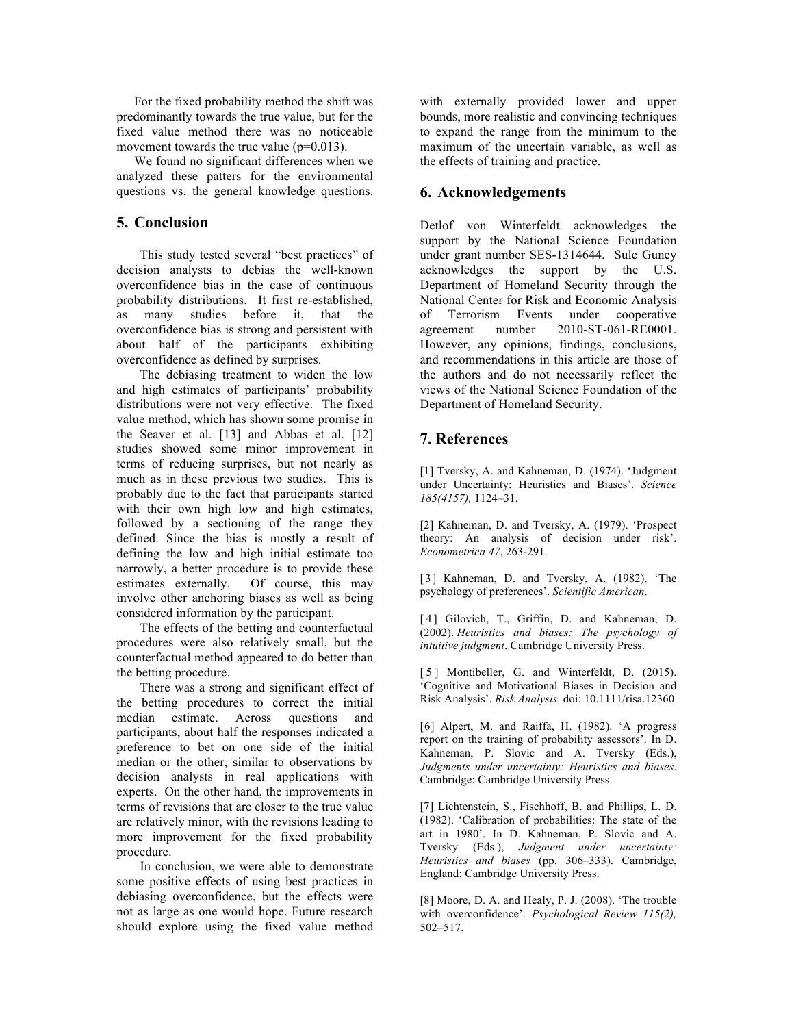For the fixed probability method the shift was predominantly towards the true value, but for the fixed value method there was no noticeable movement towards the true value (p=0.013).

We found no significant differences when we analyzed these patters for the environmental questions vs. the general knowledge questions.

## 5. Conclusion

This study tested several "best practices" of decision analysts to debias the well-known overconfidence bias in the case of continuous probability distributions. It first re-established, as many studies before it, that the overconfidence bias is strong and persistent with about half of the participants exhibiting overconfidence as defined by surprises.

The debiasing treatment to widen the low and high estimates of participants' probability distributions were not very effective. The fixed value method, which has shown some promise in the Seaver et al. [13] and Abbas et al. [12] studies showed some minor improvement in terms of reducing surprises, but not nearly as much as in these previous two studies. This is probably due to the fact that participants started with their own high low and high estimates, followed by a sectioning of the range they defined. Since the bias is mostly a result of defining the low and high initial estimate too narrowly, a better procedure is to provide these estimates externally. Of course, this may involve other anchoring biases as well as being considered information by the participant.

The effects of the betting and counterfactual procedures were also relatively small, but the counterfactual method appeared to do better than the betting procedure.

There was a strong and significant effect of the betting procedures to correct the initial median estimate. Across questions and participants, about half the responses indicated a preference to bet on one side of the initial median or the other, similar to observations by decision analysts in real applications with experts. On the other hand, the improvements in terms of revisions that are closer to the true value are relatively minor, with the revisions leading to more improvement for the fixed probability procedure.

In conclusion, we were able to demonstrate some positive effects of using best practices in debiasing overconfidence, but the effects were not as large as one would hope. Future research should explore using the fixed value method with externally provided lower and upper bounds, more realistic and convincing techniques to expand the range from the minimum to the maximum of the uncertain variable, as well as the effects of training and practice.

## 6. Acknowledgements

Detlof von Winterfeldt acknowledges the support by the National Science Foundation under grant number SES-1314644. Sule Guney acknowledges the support by the U.S. Department of Homeland Security through the National Center for Risk and Economic Analysis of Terrorism Events under cooperative agreement number 2010-ST-061-RE0001. However, any opinions, findings, conclusions, and recommendations in this article are those of the authors and do not necessarily reflect the views of the National Science Foundation of the Department of Homeland Security.

## 7. References

[1] Tversky, A. and Kahneman, D. (1974). 'Judgment under Uncertainty: Heuristics and Biases'. *Science 185(4157),* 1124–31.

[2] Kahneman, D. and Tversky, A. (1979). 'Prospect theory: An analysis of decision under risk'. *Econometrica 47*, 263-291.

[3] Kahneman, D. and Tversky, A. (1982). 'The psychology of preferences'. *Scientific American*.

[4] Gilovich, T., Griffin, D. and Kahneman, D. (2002). *Heuristics and biases: The psychology of intuitive judgment*. Cambridge University Press.

[5] Montibeller, G. and Winterfeldt, D. (2015). 'Cognitive and Motivational Biases in Decision and Risk Analysis'. *Risk Analysis*. doi: 10.1111/risa.12360

[6] Alpert, M. and Raiffa, H. (1982). 'A progress report on the training of probability assessors'. In D. Kahneman, P. Slovic and A. Tversky (Eds.), *Judgments under uncertainty: Heuristics and biases*. Cambridge: Cambridge University Press.

[7] Lichtenstein, S., Fischhoff, B. and Phillips, L. D. (1982). 'Calibration of probabilities: The state of the art in 1980'. In D. Kahneman, P. Slovic and A. Tversky (Eds.), *Judgment under uncertainty: Heuristics and biases* (pp. 306–333). Cambridge, England: Cambridge University Press.

[8] Moore, D. A. and Healy, P. J. (2008). 'The trouble with overconfidence'. *Psychological Review 115(2),* 502–517.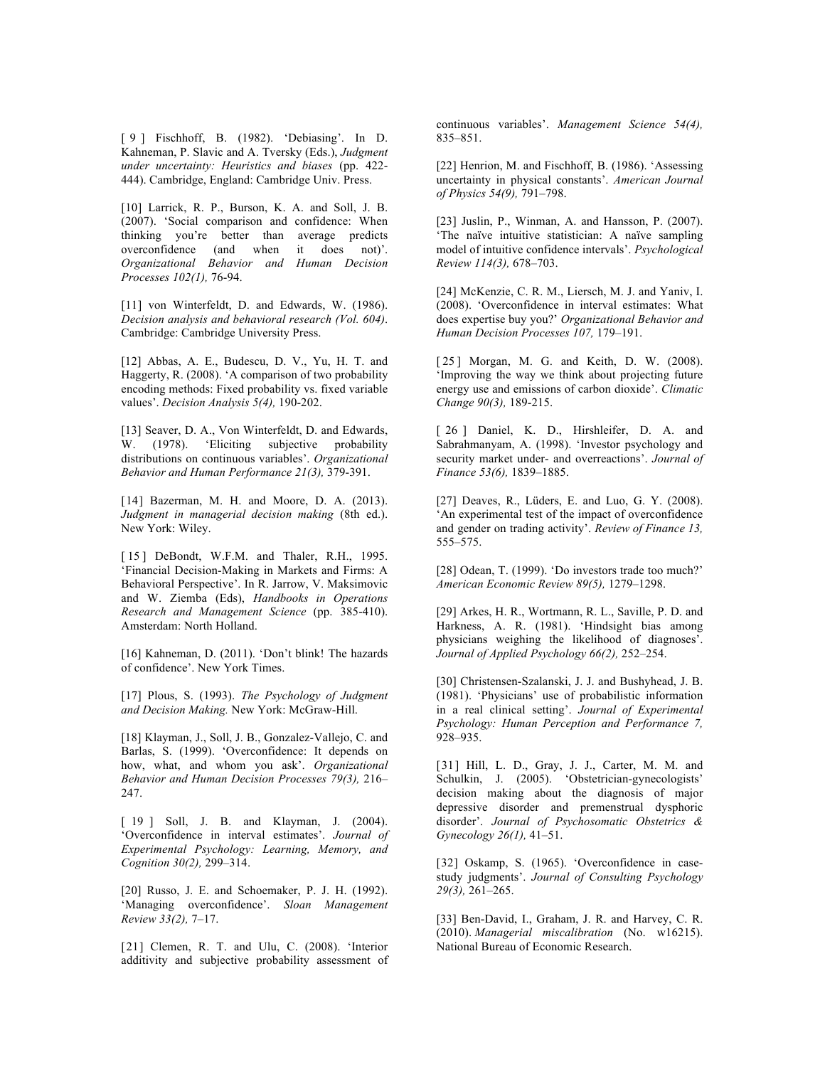[9] Fischhoff, B. (1982). 'Debiasing'. In D. Kahneman, P. Slavic and A. Tversky (Eds.), *Judgment under uncertainty: Heuristics and biases* (pp. 422-444). Cambridge, England: Cambridge Univ. Press.

[10] Larrick, R. P., Burson, K. A. and Soll, J. B. (2007). 'Social comparison and confidence: When thinking you're better than average predicts overconfidence (and when it does not)'. *Organizational Behavior and Human Decision Processes 102(1),* 76-94.

[11] von Winterfeldt, D. and Edwards, W. (1986). *Decision analysis and behavioral research (Vol. 604)*. Cambridge: Cambridge University Press.

[12] Abbas, A. E., Budescu, D. V., Yu, H. T. and Haggerty, R. (2008). 'A comparison of two probability encoding methods: Fixed probability vs. fixed variable values'. *Decision Analysis 5(4),* 190-202.

[13] Seaver, D. A., Von Winterfeldt, D. and Edwards, W. (1978). 'Eliciting subjective probability distributions on continuous variables'. *Organizational Behavior and Human Performance 21(3),* 379-391.

[14] Bazerman, M. H. and Moore, D. A. (2013). *Judgment in managerial decision making* (8th ed.). New York: Wiley.

[15] DeBondt, W.F.M. and Thaler, R.H., 1995. 'Financial Decision-Making in Markets and Firms: A Behavioral Perspective'. In R. Jarrow, V. Maksimovic and W. Ziemba (Eds), *Handbooks in Operations Research and Management Science* (pp. 385-410). Amsterdam: North Holland.

[16] Kahneman, D. (2011). 'Don't blink! The hazards of confidence'. New York Times.

[17] Plous, S. (1993). *The Psychology of Judgment and Decision Making.* New York: McGraw-Hill.

[18] Klayman, J., Soll, J. B., Gonzalez-Vallejo, C. and Barlas, S. (1999). 'Overconfidence: It depends on how, what, and whom you ask'. *Organizational Behavior and Human Decision Processes 79(3),* 216–247.

[19] Soll, J. B. and Klayman, J. (2004). 'Overconfidence in interval estimates'. *Journal of Experimental Psychology: Learning, Memory, and Cognition 30(2),* 299–314.

[20] Russo, J. E. and Schoemaker, P. J. H. (1992). 'Managing overconfidence'. *Sloan Management Review 33(2),* 7–17.

[21] Clemen, R. T. and Ulu, C. (2008). 'Interior additivity and subjective probability assessment of continuous variables'. *Management Science 54(4),* 835–851.

[22] Henrion, M. and Fischhoff, B. (1986). 'Assessing uncertainty in physical constants'. *American Journal of Physics 54(9),* 791–798.

[23] Juslin, P., Winman, A. and Hansson, P. (2007). 'The naïve intuitive statistician: A naïve sampling model of intuitive confidence intervals'. *Psychological Review 114(3),* 678–703.

[24] McKenzie, C. R. M., Liersch, M. J. and Yaniv, I. (2008). 'Overconfidence in interval estimates: What does expertise buy you?' *Organizational Behavior and Human Decision Processes 107,* 179–191.

[25] Morgan, M. G. and Keith, D. W. (2008). 'Improving the way we think about projecting future energy use and emissions of carbon dioxide'. *Climatic Change 90(3),* 189-215.

[26] Daniel, K. D., Hirshleifer, D. A. and Sabrahmanyam, A. (1998). 'Investor psychology and security market under- and overreactions'. *Journal of Finance 53(6),* 1839–1885.

[27] Deaves, R., Lüders, E. and Luo, G. Y. (2008). 'An experimental test of the impact of overconfidence and gender on trading activity'. *Review of Finance 13,* 555–575.

[28] Odean, T. (1999). 'Do investors trade too much?' *American Economic Review 89(5),* 1279–1298.

[29] Arkes, H. R., Wortmann, R. L., Saville, P. D. and Harkness, A. R. (1981). 'Hindsight bias among physicians weighing the likelihood of diagnoses'. *Journal of Applied Psychology 66(2),* 252–254.

[30] Christensen-Szalanski, J. J. and Bushyhead, J. B. (1981). 'Physicians' use of probabilistic information in a real clinical setting'. *Journal of Experimental Psychology: Human Perception and Performance 7,* 928–935.

[31] Hill, L. D., Gray, J. J., Carter, M. M. and Schulkin, J. (2005). 'Obstetrician-gynecologists' decision making about the diagnosis of major depressive disorder and premenstrual dysphoric disorder'. *Journal of Psychosomatic Obstetrics & Gynecology 26(1),* 41–51.

[32] Oskamp, S. (1965). 'Overconfidence in case-study judgments'. *Journal of Consulting Psychology 29(3),* 261–265.

[33] Ben-David, I., Graham, J. R. and Harvey, C. R. (2010). *Managerial miscalibration* (No. w16215). National Bureau of Economic Research.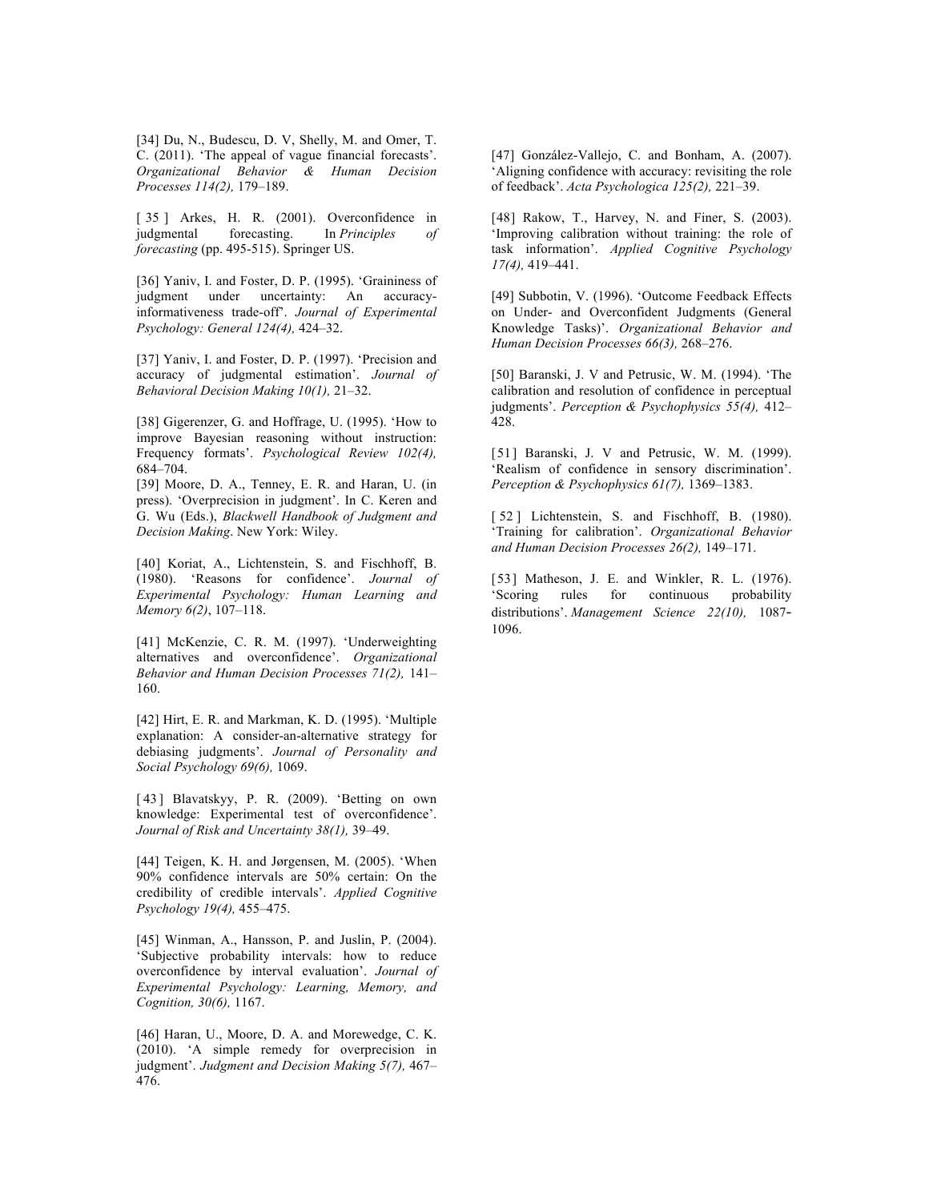[34] Du, N., Budescu, D. V, Shelly, M. and Omer, T. C. (2011). 'The appeal of vague financial forecasts'. *Organizational Behavior & Human Decision Processes 114(2),* 179–189.

[ 35 ] Arkes, H. R. (2001). Overconfidence in judgmental forecasting. In *Principles of forecasting* (pp. 495-515). Springer US.

[36] Yaniv, I. and Foster, D. P. (1995). 'Graininess of judgment under uncertainty: An accuracy-informativeness trade-off'. *Journal of Experimental Psychology: General 124(4),* 424–32.

[37] Yaniv, I. and Foster, D. P. (1997). 'Precision and accuracy of judgmental estimation'. *Journal of Behavioral Decision Making 10(1),* 21–32.

[38] Gigerenzer, G. and Hoffrage, U. (1995). 'How to improve Bayesian reasoning without instruction: Frequency formats'. *Psychological Review 102(4),* 684–704.

[39] Moore, D. A., Tenney, E. R. and Haran, U. (in press). 'Overprecision in judgment'. In C. Keren and G. Wu (Eds.), *Blackwell Handbook of Judgment and Decision Making*. New York: Wiley.

[40] Koriat, A., Lichtenstein, S. and Fischhoff, B. (1980). 'Reasons for confidence'. *Journal of Experimental Psychology: Human Learning and Memory 6(2)*, 107–118.

[41] McKenzie, C. R. M. (1997). 'Underweighting alternatives and overconfidence'. *Organizational Behavior and Human Decision Processes 71(2),* 141–160.

[42] Hirt, E. R. and Markman, K. D. (1995). 'Multiple explanation: A consider-an-alternative strategy for debiasing judgments'. *Journal of Personality and Social Psychology 69(6),* 1069.

[ 43 ] Blavatskyy, P. R. (2009). 'Betting on own knowledge: Experimental test of overconfidence'. *Journal of Risk and Uncertainty 38(1),* 39–49.

[44] Teigen, K. H. and Jørgensen, M. (2005). 'When 90% confidence intervals are 50% certain: On the credibility of credible intervals'. *Applied Cognitive Psychology 19(4),* 455–475.

[45] Winman, A., Hansson, P. and Juslin, P. (2004). 'Subjective probability intervals: how to reduce overconfidence by interval evaluation'. *Journal of Experimental Psychology: Learning, Memory, and Cognition, 30(6),* 1167.

[46] Haran, U., Moore, D. A. and Morewedge, C. K. (2010). 'A simple remedy for overprecision in judgment'. *Judgment and Decision Making 5(7),* 467–476.

[47] González-Vallejo, C. and Bonham, A. (2007). 'Aligning confidence with accuracy: revisiting the role of feedback'. *Acta Psychologica 125(2),* 221–39.

[48] Rakow, T., Harvey, N. and Finer, S. (2003). 'Improving calibration without training: the role of task information'. *Applied Cognitive Psychology 17(4),* 419–441.

[49] Subbotin, V. (1996). 'Outcome Feedback Effects on Under- and Overconfident Judgments (General Knowledge Tasks)'. *Organizational Behavior and Human Decision Processes 66(3),* 268–276.

[50] Baranski, J. V and Petrusic, W. M. (1994). 'The calibration and resolution of confidence in perceptual judgments'. *Perception & Psychophysics 55(4),* 412–428.

[51] Baranski, J. V and Petrusic, W. M. (1999). 'Realism of confidence in sensory discrimination'. *Perception & Psychophysics 61(7),* 1369–1383.

[ 52 ] Lichtenstein, S. and Fischhoff, B. (1980). 'Training for calibration'. *Organizational Behavior and Human Decision Processes 26(2),* 149–171.

[53] Matheson, J. E. and Winkler, R. L. (1976). 'Scoring rules for continuous probability distributions'. *Management Science 22(10),* 1087-1096.